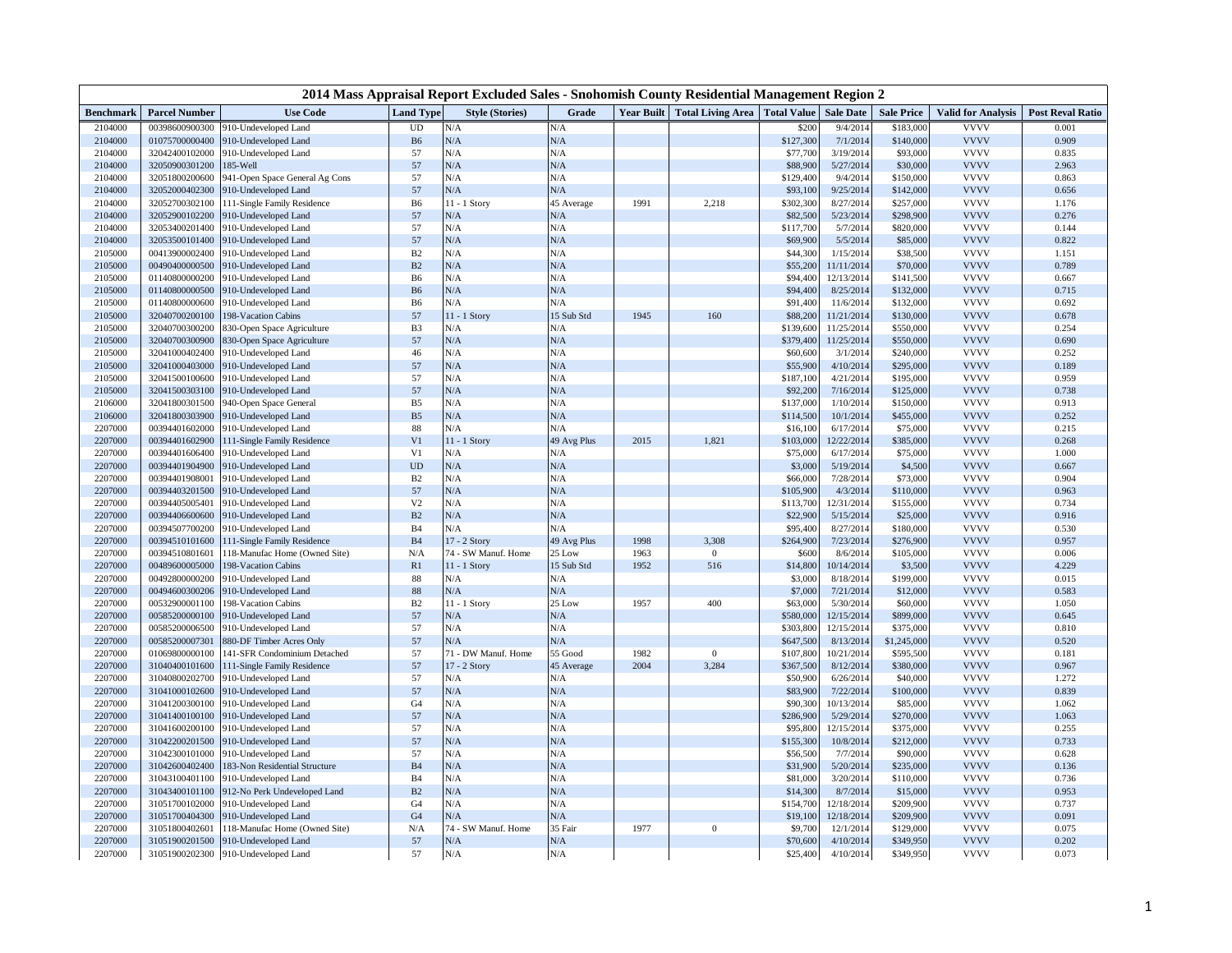## 2014 Mass Appraisal Report Excluded Sales - Snohomish County Residential Management Region 2

| Benchmark | Parcel Number | Use Code | Land Type | Style (Stories) | Grade | Year Built | Total Living Area | Total Value | Sale Date | Sale Price | Valid for Analysis | Post Reval Ratio |
|---|---|---|---|---|---|---|---|---|---|---|---|---|
| 2104000 | 00398600900300 | 910-Undeveloped Land | UD | N/A | N/A | | | $200 | 9/4/2014 | $183,000 | VVVV | 0.001 |
| 2104000 | 01075700000400 | 910-Undeveloped Land | B6 | N/A | N/A | | | $127,300 | 7/1/2014 | $140,000 | VVVV | 0.909 |
| 2104000 | 32042400102000 | 910-Undeveloped Land | 57 | N/A | N/A | | | $77,700 | 3/19/2014 | $93,000 | VVVV | 0.835 |
| 2104000 | 32050900301200 | 185-Well | 57 | N/A | N/A | | | $88,900 | 5/27/2014 | $30,000 | VVVV | 2.963 |
| 2104000 | 32051800200600 | 941-Open Space General Ag Cons | 57 | N/A | N/A | | | $129,400 | 9/4/2014 | $150,000 | VVVV | 0.863 |
| 2104000 | 32052000402300 | 910-Undeveloped Land | 57 | N/A | N/A | | | $93,100 | 9/25/2014 | $142,000 | VVVV | 0.656 |
| 2104000 | 32052700302100 | 111-Single Family Residence | B6 | 11 - 1 Story | 45 Average | 1991 | 2,218 | $302,300 | 8/27/2014 | $257,000 | VVVV | 1.176 |
| 2104000 | 32052900102200 | 910-Undeveloped Land | 57 | N/A | N/A | | | $82,500 | 5/23/2014 | $298,900 | VVVV | 0.276 |
| 2104000 | 32053400201400 | 910-Undeveloped Land | 57 | N/A | N/A | | | $117,700 | 5/7/2014 | $820,000 | VVVV | 0.144 |
| 2104000 | 32053500101400 | 910-Undeveloped Land | 57 | N/A | N/A | | | $69,900 | 5/5/2014 | $85,000 | VVVV | 0.822 |
| 2105000 | 00413900002400 | 910-Undeveloped Land | B2 | N/A | N/A | | | $44,300 | 1/15/2014 | $38,500 | VVVV | 1.151 |
| 2105000 | 00490400000500 | 910-Undeveloped Land | B2 | N/A | N/A | | | $55,200 | 11/11/2014 | $70,000 | VVVV | 0.789 |
| 2105000 | 01140800000200 | 910-Undeveloped Land | B6 | N/A | N/A | | | $94,400 | 12/13/2014 | $141,500 | VVVV | 0.667 |
| 2105000 | 01140800000500 | 910-Undeveloped Land | B6 | N/A | N/A | | | $94,400 | 8/25/2014 | $132,000 | VVVV | 0.715 |
| 2105000 | 01140800000600 | 910-Undeveloped Land | B6 | N/A | N/A | | | $91,400 | 11/6/2014 | $132,000 | VVVV | 0.692 |
| 2105000 | 32040700200100 | 198-Vacation Cabins | 57 | 11 - 1 Story | 15 Sub Std | 1945 | 160 | $88,200 | 11/21/2014 | $130,000 | VVVV | 0.678 |
| 2105000 | 32040700300200 | 830-Open Space Agriculture | B3 | N/A | N/A | | | $139,600 | 11/25/2014 | $550,000 | VVVV | 0.254 |
| 2105000 | 32040700300900 | 830-Open Space Agriculture | 57 | N/A | N/A | | | $379,400 | 11/25/2014 | $550,000 | VVVV | 0.690 |
| 2105000 | 32041000402400 | 910-Undeveloped Land | 46 | N/A | N/A | | | $60,600 | 3/1/2014 | $240,000 | VVVV | 0.252 |
| 2105000 | 32041000403000 | 910-Undeveloped Land | 57 | N/A | N/A | | | $55,900 | 4/10/2014 | $295,000 | VVVV | 0.189 |
| 2105000 | 32041500100600 | 910-Undeveloped Land | 57 | N/A | N/A | | | $187,100 | 4/21/2014 | $195,000 | VVVV | 0.959 |
| 2105000 | 32041500303100 | 910-Undeveloped Land | 57 | N/A | N/A | | | $92,200 | 7/16/2014 | $125,000 | VVVV | 0.738 |
| 2106000 | 32041800301500 | 940-Open Space General | B5 | N/A | N/A | | | $137,000 | 1/10/2014 | $150,000 | VVVV | 0.913 |
| 2106000 | 32041800303900 | 910-Undeveloped Land | B5 | N/A | N/A | | | $114,500 | 10/1/2014 | $455,000 | VVVV | 0.252 |
| 2207000 | 00394401602000 | 910-Undeveloped Land | 88 | N/A | N/A | | | $16,100 | 6/17/2014 | $75,000 | VVVV | 0.215 |
| 2207000 | 00394401602900 | 111-Single Family Residence | V1 | 11 - 1 Story | 49 Avg Plus | 2015 | 1,821 | $103,000 | 12/22/2014 | $385,000 | VVVV | 0.268 |
| 2207000 | 00394401606400 | 910-Undeveloped Land | V1 | N/A | N/A | | | $75,000 | 6/17/2014 | $75,000 | VVVV | 1.000 |
| 2207000 | 00394401904900 | 910-Undeveloped Land | UD | N/A | N/A | | | $3,000 | 5/19/2014 | $4,500 | VVVV | 0.667 |
| 2207000 | 00394401908001 | 910-Undeveloped Land | B2 | N/A | N/A | | | $66,000 | 7/28/2014 | $73,000 | VVVV | 0.904 |
| 2207000 | 00394403201500 | 910-Undeveloped Land | 57 | N/A | N/A | | | $105,900 | 4/3/2014 | $110,000 | VVVV | 0.963 |
| 2207000 | 00394405005401 | 910-Undeveloped Land | V2 | N/A | N/A | | | $113,700 | 12/31/2014 | $155,000 | VVVV | 0.734 |
| 2207000 | 00394406600600 | 910-Undeveloped Land | B2 | N/A | N/A | | | $22,900 | 5/15/2014 | $25,000 | VVVV | 0.916 |
| 2207000 | 00394507700200 | 910-Undeveloped Land | B4 | N/A | N/A | | | $95,400 | 8/27/2014 | $180,000 | VVVV | 0.530 |
| 2207000 | 00394510101600 | 111-Single Family Residence | B4 | 17 - 2 Story | 49 Avg Plus | 1998 | 3,308 | $264,900 | 7/23/2014 | $276,900 | VVVV | 0.957 |
| 2207000 | 00394510801601 | 118-Manufac Home (Owned Site) | N/A | 74 - SW Manuf. Home | 25 Low | 1963 | 0 | $600 | 8/6/2014 | $105,000 | VVVV | 0.006 |
| 2207000 | 00489600005000 | 198-Vacation Cabins | R1 | 11 - 1 Story | 15 Sub Std | 1952 | 516 | $14,800 | 10/14/2014 | $3,500 | VVVV | 4.229 |
| 2207000 | 00492800000200 | 910-Undeveloped Land | 88 | N/A | N/A | | | $3,000 | 8/18/2014 | $199,000 | VVVV | 0.015 |
| 2207000 | 00494600300206 | 910-Undeveloped Land | 88 | N/A | N/A | | | $7,000 | 7/21/2014 | $12,000 | VVVV | 0.583 |
| 2207000 | 00532900001100 | 198-Vacation Cabins | B2 | 11 - 1 Story | 25 Low | 1957 | 400 | $63,000 | 5/30/2014 | $60,000 | VVVV | 1.050 |
| 2207000 | 00585200000100 | 910-Undeveloped Land | 57 | N/A | N/A | | | $580,000 | 12/15/2014 | $899,000 | VVVV | 0.645 |
| 2207000 | 00585200006500 | 910-Undeveloped Land | 57 | N/A | N/A | | | $303,800 | 12/15/2014 | $375,000 | VVVV | 0.810 |
| 2207000 | 00585200007301 | 880-DF Timber Acres Only | 57 | N/A | N/A | | | $647,500 | 8/13/2014 | $1,245,000 | VVVV | 0.520 |
| 2207000 | 01069800000100 | 141-SFR Condominium Detached | 57 | 71 - DW Manuf. Home | 55 Good | 1982 | 0 | $107,800 | 10/21/2014 | $595,500 | VVVV | 0.181 |
| 2207000 | 31040400101600 | 111-Single Family Residence | 57 | 17 - 2 Story | 45 Average | 2004 | 3,284 | $367,500 | 8/12/2014 | $380,000 | VVVV | 0.967 |
| 2207000 | 31040800202700 | 910-Undeveloped Land | 57 | N/A | N/A | | | $50,900 | 6/26/2014 | $40,000 | VVVV | 1.272 |
| 2207000 | 31041000102600 | 910-Undeveloped Land | 57 | N/A | N/A | | | $83,900 | 7/22/2014 | $100,000 | VVVV | 0.839 |
| 2207000 | 31041200300100 | 910-Undeveloped Land | G4 | N/A | N/A | | | $90,300 | 10/13/2014 | $85,000 | VVVV | 1.062 |
| 2207000 | 31041400100100 | 910-Undeveloped Land | 57 | N/A | N/A | | | $286,900 | 5/29/2014 | $270,000 | VVVV | 1.063 |
| 2207000 | 31041600200100 | 910-Undeveloped Land | 57 | N/A | N/A | | | $95,800 | 12/15/2014 | $375,000 | VVVV | 0.255 |
| 2207000 | 31042200201500 | 910-Undeveloped Land | 57 | N/A | N/A | | | $155,300 | 10/8/2014 | $212,000 | VVVV | 0.733 |
| 2207000 | 31042300101000 | 910-Undeveloped Land | 57 | N/A | N/A | | | $56,500 | 7/7/2014 | $90,000 | VVVV | 0.628 |
| 2207000 | 31042600402400 | 183-Non Residential Structure | B4 | N/A | N/A | | | $31,900 | 5/20/2014 | $235,000 | VVVV | 0.136 |
| 2207000 | 31043100401100 | 910-Undeveloped Land | B4 | N/A | N/A | | | $81,000 | 3/20/2014 | $110,000 | VVVV | 0.736 |
| 2207000 | 31043400101100 | 912-No Perk Undeveloped Land | B2 | N/A | N/A | | | $14,300 | 8/7/2014 | $15,000 | VVVV | 0.953 |
| 2207000 | 31051700102000 | 910-Undeveloped Land | G4 | N/A | N/A | | | $154,700 | 12/18/2014 | $209,900 | VVVV | 0.737 |
| 2207000 | 31051700404300 | 910-Undeveloped Land | G4 | N/A | N/A | | | $19,100 | 12/18/2014 | $209,900 | VVVV | 0.091 |
| 2207000 | 31051800402601 | 118-Manufac Home (Owned Site) | N/A | 74 - SW Manuf. Home | 35 Fair | 1977 | 0 | $9,700 | 12/1/2014 | $129,000 | VVVV | 0.075 |
| 2207000 | 31051900201500 | 910-Undeveloped Land | 57 | N/A | N/A | | | $70,600 | 4/10/2014 | $349,950 | VVVV | 0.202 |
| 2207000 | 31051900202300 | 910-Undeveloped Land | 57 | N/A | N/A | | | $25,400 | 4/10/2014 | $349,950 | VVVV | 0.073 |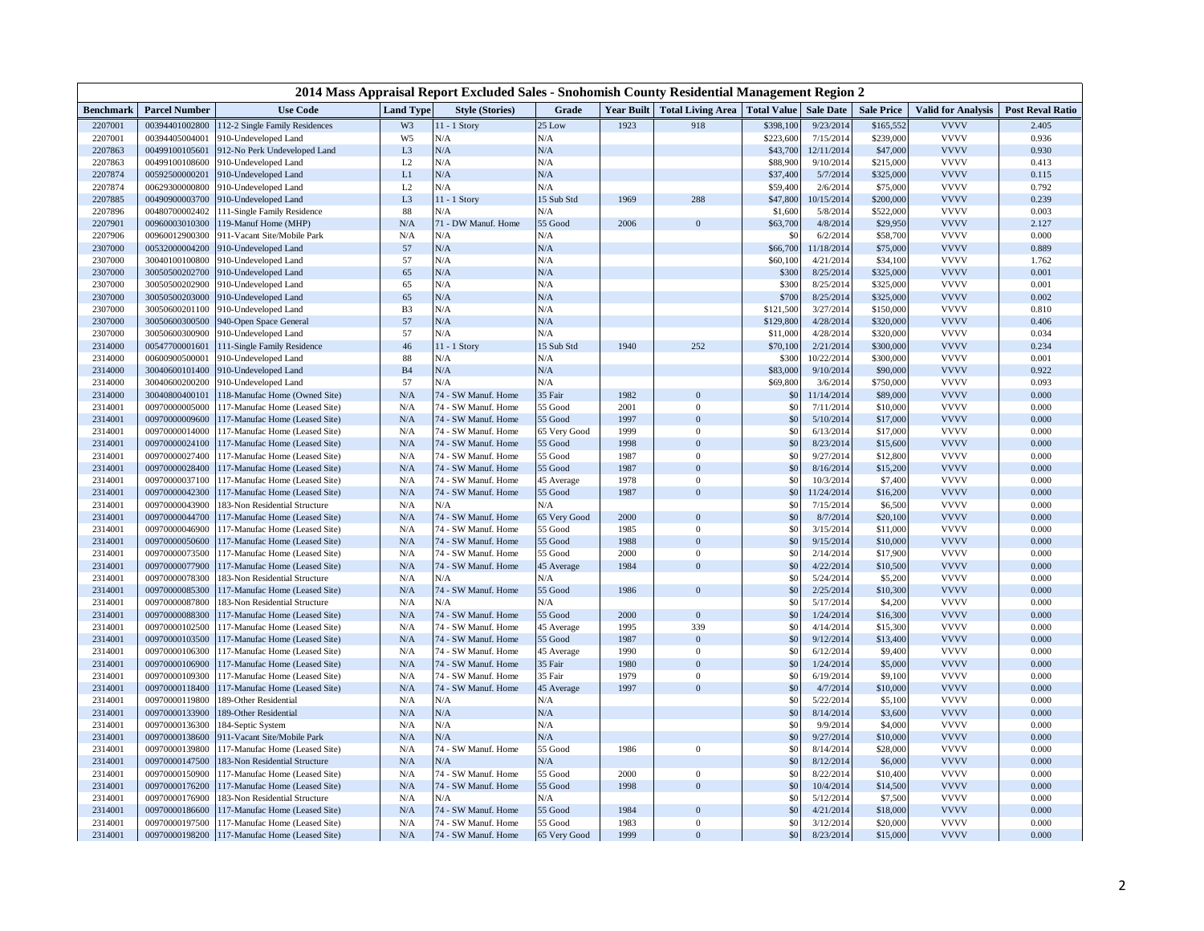# 2014 Mass Appraisal Report Excluded Sales - Snohomish County Residential Management Region 2

| Benchmark | Parcel Number | Use Code | Land Type | Style (Stories) | Grade | Year Built | Total Living Area | Total Value | Sale Date | Sale Price | Valid for Analysis | Post Reval Ratio |
|---|---|---|---|---|---|---|---|---|---|---|---|---|
| 2207001 | 00394401002800 | 112-2 Single Family Residences | W3 | 11 - 1 Story | 25 Low | 1923 | 918 | $398,100 | 9/23/2014 | $165,552 | VVVV | 2.405 |
| 2207001 | 00394405004001 | 910-Undeveloped Land | W5 | N/A | N/A | | | $223,600 | 7/15/2014 | $239,000 | VVVV | 0.936 |
| 2207863 | 00499100105601 | 912-No Perk Undeveloped Land | L3 | N/A | N/A | | | $43,700 | 12/11/2014 | $47,000 | VVVV | 0.930 |
| 2207863 | 00499100108600 | 910-Undeveloped Land | L2 | N/A | N/A | | | $88,900 | 9/10/2014 | $215,000 | VVVV | 0.413 |
| 2207874 | 00592500000201 | 910-Undeveloped Land | L1 | N/A | N/A | | | $37,400 | 5/7/2014 | $325,000 | VVVV | 0.115 |
| 2207874 | 00629300000800 | 910-Undeveloped Land | L2 | N/A | N/A | | | $59,400 | 2/6/2014 | $75,000 | VVVV | 0.792 |
| 2207885 | 00490900003700 | 910-Undeveloped Land | L3 | 11 - 1 Story | 15 Sub Std | 1969 | 288 | $47,800 | 10/15/2014 | $200,000 | VVVV | 0.239 |
| 2207896 | 00480700002402 | 111-Single Family Residence | 88 | N/A | N/A | | | $1,600 | 5/8/2014 | $522,000 | VVVV | 0.003 |
| 2207901 | 00960003010300 | 119-Manuf Home (MHP) | N/A | 71 - DW Manuf. Home | 55 Good | 2006 | 0 | $63,700 | 4/8/2014 | $29,950 | VVVV | 2.127 |
| 2207906 | 00960012900300 | 911-Vacant Site/Mobile Park | N/A | N/A | N/A | | | $0 | 6/2/2014 | $58,700 | VVVV | 0.000 |
| 2307000 | 00532000004200 | 910-Undeveloped Land | 57 | N/A | N/A | | | $66,700 | 11/18/2014 | $75,000 | VVVV | 0.889 |
| 2307000 | 30040100100800 | 910-Undeveloped Land | 57 | N/A | N/A | | | $60,100 | 4/21/2014 | $34,100 | VVVV | 1.762 |
| 2307000 | 30050500202700 | 910-Undeveloped Land | 65 | N/A | N/A | | | $300 | 8/25/2014 | $325,000 | VVVV | 0.001 |
| 2307000 | 30050500202900 | 910-Undeveloped Land | 65 | N/A | N/A | | | $300 | 8/25/2014 | $325,000 | VVVV | 0.001 |
| 2307000 | 30050500203000 | 910-Undeveloped Land | 65 | N/A | N/A | | | $700 | 8/25/2014 | $325,000 | VVVV | 0.002 |
| 2307000 | 30050600201100 | 910-Undeveloped Land | B3 | N/A | N/A | | | $121,500 | 3/27/2014 | $150,000 | VVVV | 0.810 |
| 2307000 | 30050600300500 | 940-Open Space General | 57 | N/A | N/A | | | $129,800 | 4/28/2014 | $320,000 | VVVV | 0.406 |
| 2307000 | 30050600300900 | 910-Undeveloped Land | 57 | N/A | N/A | | | $11,000 | 4/28/2014 | $320,000 | VVVV | 0.034 |
| 2314000 | 00547700001601 | 111-Single Family Residence | 46 | 11 - 1 Story | 15 Sub Std | 1940 | 252 | $70,100 | 2/21/2014 | $300,000 | VVVV | 0.234 |
| 2314000 | 00600900500001 | 910-Undeveloped Land | 88 | N/A | N/A | | | $300 | 10/22/2014 | $300,000 | VVVV | 0.001 |
| 2314000 | 30040600101400 | 910-Undeveloped Land | B4 | N/A | N/A | | | $83,000 | 9/10/2014 | $90,000 | VVVV | 0.922 |
| 2314000 | 30040600200200 | 910-Undeveloped Land | 57 | N/A | N/A | | | $69,800 | 3/6/2014 | $750,000 | VVVV | 0.093 |
| 2314000 | 30040800400101 | 118-Manufac Home (Owned Site) | N/A | 74 - SW Manuf. Home | 35 Fair | 1982 | 0 | $0 | 11/14/2014 | $89,000 | VVVV | 0.000 |
| 2314001 | 00970000005000 | 117-Manufac Home (Leased Site) | N/A | 74 - SW Manuf. Home | 55 Good | 2001 | 0 | $0 | 7/11/2014 | $10,000 | VVVV | 0.000 |
| 2314001 | 00970000009600 | 117-Manufac Home (Leased Site) | N/A | 74 - SW Manuf. Home | 55 Good | 1997 | 0 | $0 | 5/10/2014 | $17,000 | VVVV | 0.000 |
| 2314001 | 00970000014000 | 117-Manufac Home (Leased Site) | N/A | 74 - SW Manuf. Home | 65 Very Good | 1999 | 0 | $0 | 6/13/2014 | $17,000 | VVVV | 0.000 |
| 2314001 | 00970000024100 | 117-Manufac Home (Leased Site) | N/A | 74 - SW Manuf. Home | 55 Good | 1998 | 0 | $0 | 8/23/2014 | $15,600 | VVVV | 0.000 |
| 2314001 | 00970000027400 | 117-Manufac Home (Leased Site) | N/A | 74 - SW Manuf. Home | 55 Good | 1987 | 0 | $0 | 9/27/2014 | $12,800 | VVVV | 0.000 |
| 2314001 | 00970000028400 | 117-Manufac Home (Leased Site) | N/A | 74 - SW Manuf. Home | 55 Good | 1987 | 0 | $0 | 8/16/2014 | $15,200 | VVVV | 0.000 |
| 2314001 | 00970000037100 | 117-Manufac Home (Leased Site) | N/A | 74 - SW Manuf. Home | 45 Average | 1978 | 0 | $0 | 10/3/2014 | $7,400 | VVVV | 0.000 |
| 2314001 | 00970000042300 | 117-Manufac Home (Leased Site) | N/A | 74 - SW Manuf. Home | 55 Good | 1987 | 0 | $0 | 11/24/2014 | $16,200 | VVVV | 0.000 |
| 2314001 | 00970000043900 | 183-Non Residential Structure | N/A | N/A | N/A | | | $0 | 7/15/2014 | $6,500 | VVVV | 0.000 |
| 2314001 | 00970000044700 | 117-Manufac Home (Leased Site) | N/A | 74 - SW Manuf. Home | 65 Very Good | 2000 | 0 | $0 | 8/7/2014 | $20,100 | VVVV | 0.000 |
| 2314001 | 00970000046900 | 117-Manufac Home (Leased Site) | N/A | 74 - SW Manuf. Home | 55 Good | 1985 | 0 | $0 | 3/15/2014 | $11,000 | VVVV | 0.000 |
| 2314001 | 00970000050600 | 117-Manufac Home (Leased Site) | N/A | 74 - SW Manuf. Home | 55 Good | 1988 | 0 | $0 | 9/15/2014 | $10,000 | VVVV | 0.000 |
| 2314001 | 00970000073500 | 117-Manufac Home (Leased Site) | N/A | 74 - SW Manuf. Home | 55 Good | 2000 | 0 | $0 | 2/14/2014 | $17,900 | VVVV | 0.000 |
| 2314001 | 00970000077900 | 117-Manufac Home (Leased Site) | N/A | 74 - SW Manuf. Home | 45 Average | 1984 | 0 | $0 | 4/22/2014 | $10,500 | VVVV | 0.000 |
| 2314001 | 00970000078300 | 183-Non Residential Structure | N/A | N/A | N/A | | | $0 | 5/24/2014 | $5,200 | VVVV | 0.000 |
| 2314001 | 00970000085300 | 117-Manufac Home (Leased Site) | N/A | 74 - SW Manuf. Home | 55 Good | 1986 | 0 | $0 | 2/25/2014 | $10,300 | VVVV | 0.000 |
| 2314001 | 00970000087800 | 183-Non Residential Structure | N/A | N/A | N/A | | | $0 | 5/17/2014 | $4,200 | VVVV | 0.000 |
| 2314001 | 00970000088300 | 117-Manufac Home (Leased Site) | N/A | 74 - SW Manuf. Home | 55 Good | 2000 | 0 | $0 | 1/24/2014 | $16,300 | VVVV | 0.000 |
| 2314001 | 00970000102500 | 117-Manufac Home (Leased Site) | N/A | 74 - SW Manuf. Home | 45 Average | 1995 | 339 | $0 | 4/14/2014 | $15,300 | VVVV | 0.000 |
| 2314001 | 00970000103500 | 117-Manufac Home (Leased Site) | N/A | 74 - SW Manuf. Home | 55 Good | 1987 | 0 | $0 | 9/12/2014 | $13,400 | VVVV | 0.000 |
| 2314001 | 00970000106300 | 117-Manufac Home (Leased Site) | N/A | 74 - SW Manuf. Home | 45 Average | 1990 | 0 | $0 | 6/12/2014 | $9,400 | VVVV | 0.000 |
| 2314001 | 00970000106900 | 117-Manufac Home (Leased Site) | N/A | 74 - SW Manuf. Home | 35 Fair | 1980 | 0 | $0 | 1/24/2014 | $5,000 | VVVV | 0.000 |
| 2314001 | 00970000109300 | 117-Manufac Home (Leased Site) | N/A | 74 - SW Manuf. Home | 35 Fair | 1979 | 0 | $0 | 6/19/2014 | $9,100 | VVVV | 0.000 |
| 2314001 | 00970000118400 | 117-Manufac Home (Leased Site) | N/A | 74 - SW Manuf. Home | 45 Average | 1997 | 0 | $0 | 4/7/2014 | $10,000 | VVVV | 0.000 |
| 2314001 | 00970000119800 | 189-Other Residential | N/A | N/A | N/A | | | $0 | 5/22/2014 | $5,100 | VVVV | 0.000 |
| 2314001 | 00970000133900 | 189-Other Residential | N/A | N/A | N/A | | | $0 | 8/14/2014 | $3,600 | VVVV | 0.000 |
| 2314001 | 00970000136300 | 184-Septic System | N/A | N/A | N/A | | | $0 | 9/9/2014 | $4,000 | VVVV | 0.000 |
| 2314001 | 00970000138600 | 911-Vacant Site/Mobile Park | N/A | N/A | N/A | | | $0 | 9/27/2014 | $10,000 | VVVV | 0.000 |
| 2314001 | 00970000139800 | 117-Manufac Home (Leased Site) | N/A | 74 - SW Manuf. Home | 55 Good | 1986 | 0 | $0 | 8/14/2014 | $28,000 | VVVV | 0.000 |
| 2314001 | 00970000147500 | 183-Non Residential Structure | N/A | N/A | N/A | | | $0 | 8/12/2014 | $6,000 | VVVV | 0.000 |
| 2314001 | 00970000150900 | 117-Manufac Home (Leased Site) | N/A | 74 - SW Manuf. Home | 55 Good | 2000 | 0 | $0 | 8/22/2014 | $10,400 | VVVV | 0.000 |
| 2314001 | 00970000176200 | 117-Manufac Home (Leased Site) | N/A | 74 - SW Manuf. Home | 55 Good | 1998 | 0 | $0 | 10/4/2014 | $14,500 | VVVV | 0.000 |
| 2314001 | 00970000176900 | 183-Non Residential Structure | N/A | N/A | N/A | | | $0 | 5/12/2014 | $7,500 | VVVV | 0.000 |
| 2314001 | 00970000186600 | 117-Manufac Home (Leased Site) | N/A | 74 - SW Manuf. Home | 55 Good | 1984 | 0 | $0 | 4/21/2014 | $18,000 | VVVV | 0.000 |
| 2314001 | 00970000197500 | 117-Manufac Home (Leased Site) | N/A | 74 - SW Manuf. Home | 55 Good | 1983 | 0 | $0 | 3/12/2014 | $20,000 | VVVV | 0.000 |
| 2314001 | 00970000198200 | 117-Manufac Home (Leased Site) | N/A | 74 - SW Manuf. Home | 65 Very Good | 1999 | 0 | $0 | 8/23/2014 | $15,000 | VVVV | 0.000 |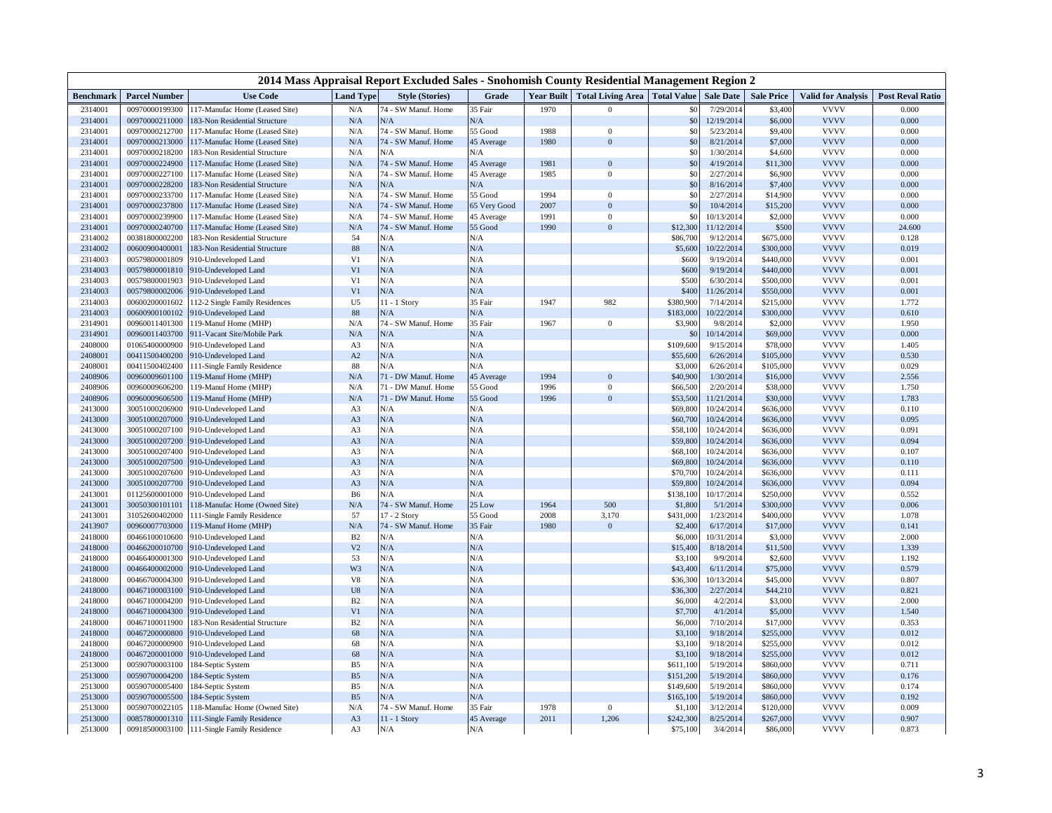## 2014 Mass Appraisal Report Excluded Sales - Snohomish County Residential Management Region 2

| Benchmark | Parcel Number | Use Code | Land Type | Style (Stories) | Grade | Year Built | Total Living Area | Total Value | Sale Date | Sale Price | Valid for Analysis | Post Reval Ratio |
|---|---|---|---|---|---|---|---|---|---|---|---|---|
| 2314001 | 00970000199300 | 117-Manufac Home (Leased Site) | N/A | 74 - SW Manuf. Home | 35 Fair | 1970 | 0 | $0 | 7/29/2014 | $3,400 | VVVV | 0.000 |
| 2314001 | 00970000211000 | 183-Non Residential Structure | N/A | N/A | N/A | | | $0 | 12/19/2014 | $6,000 | VVVV | 0.000 |
| 2314001 | 00970000212700 | 117-Manufac Home (Leased Site) | N/A | 74 - SW Manuf. Home | 55 Good | 1988 | 0 | $0 | 5/23/2014 | $9,400 | VVVV | 0.000 |
| 2314001 | 00970000213000 | 117-Manufac Home (Leased Site) | N/A | 74 - SW Manuf. Home | 45 Average | 1980 | 0 | $0 | 8/21/2014 | $7,000 | VVVV | 0.000 |
| 2314001 | 00970000218200 | 183-Non Residential Structure | N/A | N/A | N/A | | | $0 | 1/30/2014 | $4,600 | VVVV | 0.000 |
| 2314001 | 00970000224900 | 117-Manufac Home (Leased Site) | N/A | 74 - SW Manuf. Home | 45 Average | 1981 | 0 | $0 | 4/19/2014 | $11,300 | VVVV | 0.000 |
| 2314001 | 00970000227100 | 117-Manufac Home (Leased Site) | N/A | 74 - SW Manuf. Home | 45 Average | 1985 | 0 | $0 | 2/27/2014 | $6,900 | VVVV | 0.000 |
| 2314001 | 00970000228200 | 183-Non Residential Structure | N/A | N/A | N/A | | | $0 | 8/16/2014 | $7,400 | VVVV | 0.000 |
| 2314001 | 00970000233700 | 117-Manufac Home (Leased Site) | N/A | 74 - SW Manuf. Home | 55 Good | 1994 | 0 | $0 | 2/27/2014 | $14,900 | VVVV | 0.000 |
| 2314001 | 00970000237800 | 117-Manufac Home (Leased Site) | N/A | 74 - SW Manuf. Home | 65 Very Good | 2007 | 0 | $0 | 10/4/2014 | $15,200 | VVVV | 0.000 |
| 2314001 | 00970000239900 | 117-Manufac Home (Leased Site) | N/A | 74 - SW Manuf. Home | 45 Average | 1991 | 0 | $0 | 10/13/2014 | $2,000 | VVVV | 0.000 |
| 2314001 | 00970000240700 | 117-Manufac Home (Leased Site) | N/A | 74 - SW Manuf. Home | 55 Good | 1990 | 0 | $12,300 | 11/12/2014 | $500 | VVVV | 24.600 |
| 2314002 | 00381800002200 | 183-Non Residential Structure | 54 | N/A | N/A | | | $86,700 | 9/12/2014 | $675,000 | VVVV | 0.128 |
| 2314002 | 00600900400001 | 183-Non Residential Structure | 88 | N/A | N/A | | | $5,600 | 10/22/2014 | $300,000 | VVVV | 0.019 |
| 2314003 | 00579800001809 | 910-Undeveloped Land | V1 | N/A | N/A | | | $600 | 9/19/2014 | $440,000 | VVVV | 0.001 |
| 2314003 | 00579800001810 | 910-Undeveloped Land | V1 | N/A | N/A | | | $600 | 9/19/2014 | $440,000 | VVVV | 0.001 |
| 2314003 | 00579800001903 | 910-Undeveloped Land | V1 | N/A | N/A | | | $500 | 6/30/2014 | $500,000 | VVVV | 0.001 |
| 2314003 | 00579800002006 | 910-Undeveloped Land | V1 | N/A | N/A | | | $400 | 11/26/2014 | $550,000 | VVVV | 0.001 |
| 2314003 | 00600200001602 | 112-2 Single Family Residences | U5 | 11 - 1 Story | 35 Fair | 1947 | 982 | $380,900 | 7/14/2014 | $215,000 | VVVV | 1.772 |
| 2314003 | 00600900100102 | 910-Undeveloped Land | 88 | N/A | N/A | | | $183,000 | 10/22/2014 | $300,000 | VVVV | 0.610 |
| 2314901 | 00960011401300 | 119-Manuf Home (MHP) | N/A | 74 - SW Manuf. Home | 35 Fair | 1967 | 0 | $3,900 | 9/8/2014 | $2,000 | VVVV | 1.950 |
| 2314901 | 00960011403700 | 911-Vacant Site/Mobile Park | N/A | N/A | N/A | | | $0 | 10/14/2014 | $69,000 | VVVV | 0.000 |
| 2408000 | 01065400000900 | 910-Undeveloped Land | A3 | N/A | N/A | | | $109,600 | 9/15/2014 | $78,000 | VVVV | 1.405 |
| 2408001 | 00411500400200 | 910-Undeveloped Land | A2 | N/A | N/A | | | $55,600 | 6/26/2014 | $105,000 | VVVV | 0.530 |
| 2408001 | 00411500402400 | 111-Single Family Residence | 88 | N/A | N/A | | | $3,000 | 6/26/2014 | $105,000 | VVVV | 0.029 |
| 2408906 | 00960009601100 | 119-Manuf Home (MHP) | N/A | 71 - DW Manuf. Home | 45 Average | 1994 | 0 | $40,900 | 1/30/2014 | $16,000 | VVVV | 2.556 |
| 2408906 | 00960009606200 | 119-Manuf Home (MHP) | N/A | 71 - DW Manuf. Home | 55 Good | 1996 | 0 | $66,500 | 2/20/2014 | $38,000 | VVVV | 1.750 |
| 2408906 | 00960009606500 | 119-Manuf Home (MHP) | N/A | 71 - DW Manuf. Home | 55 Good | 1996 | 0 | $53,500 | 11/21/2014 | $30,000 | VVVV | 1.783 |
| 2413000 | 30051000206900 | 910-Undeveloped Land | A3 | N/A | N/A | | | $69,800 | 10/24/2014 | $636,000 | VVVV | 0.110 |
| 2413000 | 30051000207000 | 910-Undeveloped Land | A3 | N/A | N/A | | | $60,700 | 10/24/2014 | $636,000 | VVVV | 0.095 |
| 2413000 | 30051000207100 | 910-Undeveloped Land | A3 | N/A | N/A | | | $58,100 | 10/24/2014 | $636,000 | VVVV | 0.091 |
| 2413000 | 30051000207200 | 910-Undeveloped Land | A3 | N/A | N/A | | | $59,800 | 10/24/2014 | $636,000 | VVVV | 0.094 |
| 2413000 | 30051000207400 | 910-Undeveloped Land | A3 | N/A | N/A | | | $68,100 | 10/24/2014 | $636,000 | VVVV | 0.107 |
| 2413000 | 30051000207500 | 910-Undeveloped Land | A3 | N/A | N/A | | | $69,800 | 10/24/2014 | $636,000 | VVVV | 0.110 |
| 2413000 | 30051000207600 | 910-Undeveloped Land | A3 | N/A | N/A | | | $70,700 | 10/24/2014 | $636,000 | VVVV | 0.111 |
| 2413000 | 30051000207700 | 910-Undeveloped Land | A3 | N/A | N/A | | | $59,800 | 10/24/2014 | $636,000 | VVVV | 0.094 |
| 2413001 | 01125600001000 | 910-Undeveloped Land | B6 | N/A | N/A | | | $138,100 | 10/17/2014 | $250,000 | VVVV | 0.552 |
| 2413001 | 30050300101101 | 118-Manufac Home (Owned Site) | N/A | 74 - SW Manuf. Home | 25 Low | 1964 | 500 | $1,800 | 5/1/2014 | $300,000 | VVVV | 0.006 |
| 2413001 | 31052600402000 | 111-Single Family Residence | 57 | 17 - 2 Story | 55 Good | 2008 | 3,170 | $431,000 | 1/23/2014 | $400,000 | VVVV | 1.078 |
| 2413907 | 00960007703000 | 119-Manuf Home (MHP) | N/A | 74 - SW Manuf. Home | 35 Fair | 1980 | 0 | $2,400 | 6/17/2014 | $17,000 | VVVV | 0.141 |
| 2418000 | 00466100010600 | 910-Undeveloped Land | B2 | N/A | N/A | | | $6,000 | 10/31/2014 | $3,000 | VVVV | 2.000 |
| 2418000 | 00466200010700 | 910-Undeveloped Land | V2 | N/A | N/A | | | $15,400 | 8/18/2014 | $11,500 | VVVV | 1.339 |
| 2418000 | 00466400001300 | 910-Undeveloped Land | 53 | N/A | N/A | | | $3,100 | 9/9/2014 | $2,600 | VVVV | 1.192 |
| 2418000 | 00466400002000 | 910-Undeveloped Land | W3 | N/A | N/A | | | $43,400 | 6/11/2014 | $75,000 | VVVV | 0.579 |
| 2418000 | 00466700004300 | 910-Undeveloped Land | V8 | N/A | N/A | | | $36,300 | 10/13/2014 | $45,000 | VVVV | 0.807 |
| 2418000 | 00467100003100 | 910-Undeveloped Land | U8 | N/A | N/A | | | $36,300 | 2/27/2014 | $44,210 | VVVV | 0.821 |
| 2418000 | 00467100004200 | 910-Undeveloped Land | B2 | N/A | N/A | | | $6,000 | 4/2/2014 | $3,000 | VVVV | 2.000 |
| 2418000 | 00467100004300 | 910-Undeveloped Land | V1 | N/A | N/A | | | $7,700 | 4/1/2014 | $5,000 | VVVV | 1.540 |
| 2418000 | 00467100011900 | 183-Non Residential Structure | B2 | N/A | N/A | | | $6,000 | 7/10/2014 | $17,000 | VVVV | 0.353 |
| 2418000 | 00467200000800 | 910-Undeveloped Land | 68 | N/A | N/A | | | $3,100 | 9/18/2014 | $255,000 | VVVV | 0.012 |
| 2418000 | 00467200000900 | 910-Undeveloped Land | 68 | N/A | N/A | | | $3,100 | 9/18/2014 | $255,000 | VVVV | 0.012 |
| 2418000 | 00467200001000 | 910-Undeveloped Land | 68 | N/A | N/A | | | $3,100 | 9/18/2014 | $255,000 | VVVV | 0.012 |
| 2513000 | 00590700003100 | 184-Septic System | B5 | N/A | N/A | | | $611,100 | 5/19/2014 | $860,000 | VVVV | 0.711 |
| 2513000 | 00590700004200 | 184-Septic System | B5 | N/A | N/A | | | $151,200 | 5/19/2014 | $860,000 | VVVV | 0.176 |
| 2513000 | 00590700005400 | 184-Septic System | B5 | N/A | N/A | | | $149,600 | 5/19/2014 | $860,000 | VVVV | 0.174 |
| 2513000 | 00590700005500 | 184-Septic System | B5 | N/A | N/A | | | $165,100 | 5/19/2014 | $860,000 | VVVV | 0.192 |
| 2513000 | 00590700022105 | 118-Manufac Home (Owned Site) | N/A | 74 - SW Manuf. Home | 35 Fair | 1978 | 0 | $1,100 | 3/12/2014 | $120,000 | VVVV | 0.009 |
| 2513000 | 00857800001310 | 111-Single Family Residence | A3 | 11 - 1 Story | 45 Average | 2011 | 1,206 | $242,300 | 8/25/2014 | $267,000 | VVVV | 0.907 |
| 2513000 | 00918500003100 | 111-Single Family Residence | A3 | N/A | N/A | | | $75,100 | 3/4/2014 | $86,000 | VVVV | 0.873 |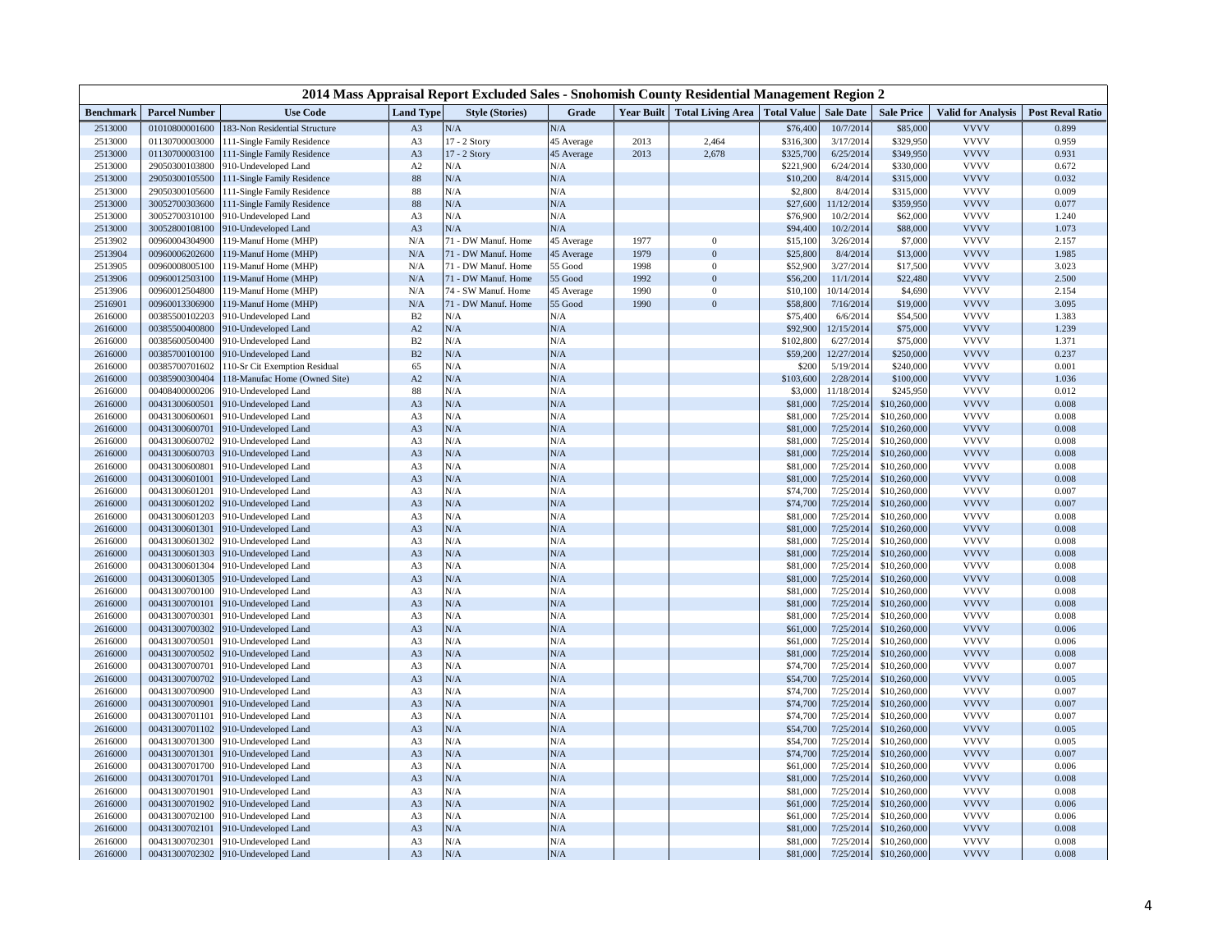# 2014 Mass Appraisal Report Excluded Sales - Snohomish County Residential Management Region 2

| Benchmark | Parcel Number | Use Code | Land Type | Style (Stories) | Grade | Year Built | Total Living Area | Total Value | Sale Date | Sale Price | Valid for Analysis | Post Reval Ratio |
|---|---|---|---|---|---|---|---|---|---|---|---|---|
| 2513000 | 01010800001600 | 183-Non Residential Structure | A3 | N/A | N/A | | | $76,400 | 10/7/2014 | $85,000 | VVVV | 0.899 |
| 2513000 | 01130700003000 | 111-Single Family Residence | A3 | 17 - 2 Story | 45 Average | 2013 | 2,464 | $316,300 | 3/17/2014 | $329,950 | VVVV | 0.959 |
| 2513000 | 01130700003100 | 111-Single Family Residence | A3 | 17 - 2 Story | 45 Average | 2013 | 2,678 | $325,700 | 6/25/2014 | $349,950 | VVVV | 0.931 |
| 2513000 | 29050300103800 | 910-Undeveloped Land | A2 | N/A | N/A | | | $221,900 | 6/24/2014 | $330,000 | VVVV | 0.672 |
| 2513000 | 29050300105500 | 111-Single Family Residence | 88 | N/A | N/A | | | $10,200 | 8/4/2014 | $315,000 | VVVV | 0.032 |
| 2513000 | 29050300105600 | 111-Single Family Residence | 88 | N/A | N/A | | | $2,800 | 8/4/2014 | $315,000 | VVVV | 0.009 |
| 2513000 | 30052700303600 | 111-Single Family Residence | 88 | N/A | N/A | | | $27,600 | 11/12/2014 | $359,950 | VVVV | 0.077 |
| 2513000 | 30052700310100 | 910-Undeveloped Land | A3 | N/A | N/A | | | $76,900 | 10/2/2014 | $62,000 | VVVV | 1.240 |
| 2513000 | 30052800108100 | 910-Undeveloped Land | A3 | N/A | N/A | | | $94,400 | 10/2/2014 | $88,000 | VVVV | 1.073 |
| 2513902 | 00960004304900 | 119-Manuf Home (MHP) | N/A | 71 - DW Manuf. Home | 45 Average | 1977 | 0 | $15,100 | 3/26/2014 | $7,000 | VVVV | 2.157 |
| 2513904 | 00960006202600 | 119-Manuf Home (MHP) | N/A | 71 - DW Manuf. Home | 45 Average | 1979 | 0 | $25,800 | 8/4/2014 | $13,000 | VVVV | 1.985 |
| 2513905 | 00960008005100 | 119-Manuf Home (MHP) | N/A | 71 - DW Manuf. Home | 55 Good | 1998 | 0 | $52,900 | 3/27/2014 | $17,500 | VVVV | 3.023 |
| 2513906 | 00960012503100 | 119-Manuf Home (MHP) | N/A | 71 - DW Manuf. Home | 55 Good | 1992 | 0 | $56,200 | 11/1/2014 | $22,480 | VVVV | 2.500 |
| 2513906 | 00960012504800 | 119-Manuf Home (MHP) | N/A | 74 - SW Manuf. Home | 45 Average | 1990 | 0 | $10,100 | 10/14/2014 | $4,690 | VVVV | 2.154 |
| 2516901 | 00960013306900 | 119-Manuf Home (MHP) | N/A | 71 - DW Manuf. Home | 55 Good | 1990 | 0 | $58,800 | 7/16/2014 | $19,000 | VVVV | 3.095 |
| 2616000 | 00385500102203 | 910-Undeveloped Land | B2 | N/A | N/A | | | $75,400 | 6/6/2014 | $54,500 | VVVV | 1.383 |
| 2616000 | 00385500400800 | 910-Undeveloped Land | A2 | N/A | N/A | | | $92,900 | 12/15/2014 | $75,000 | VVVV | 1.239 |
| 2616000 | 00385600500400 | 910-Undeveloped Land | B2 | N/A | N/A | | | $102,800 | 6/27/2014 | $75,000 | VVVV | 1.371 |
| 2616000 | 00385700100100 | 910-Undeveloped Land | B2 | N/A | N/A | | | $59,200 | 12/27/2014 | $250,000 | VVVV | 0.237 |
| 2616000 | 00385700701602 | 110-Sr Cit Exemption Residual | 65 | N/A | N/A | | | $200 | 5/19/2014 | $240,000 | VVVV | 0.001 |
| 2616000 | 00385900300404 | 118-Manufac Home (Owned Site) | A2 | N/A | N/A | | | $103,600 | 2/28/2014 | $100,000 | VVVV | 1.036 |
| 2616000 | 00408400000206 | 910-Undeveloped Land | 88 | N/A | N/A | | | $3,000 | 11/18/2014 | $245,950 | VVVV | 0.012 |
| 2616000 | 00431300600501 | 910-Undeveloped Land | A3 | N/A | N/A | | | $81,000 | 7/25/2014 | $10,260,000 | VVVV | 0.008 |
| 2616000 | 00431300600601 | 910-Undeveloped Land | A3 | N/A | N/A | | | $81,000 | 7/25/2014 | $10,260,000 | VVVV | 0.008 |
| 2616000 | 00431300600701 | 910-Undeveloped Land | A3 | N/A | N/A | | | $81,000 | 7/25/2014 | $10,260,000 | VVVV | 0.008 |
| 2616000 | 00431300600702 | 910-Undeveloped Land | A3 | N/A | N/A | | | $81,000 | 7/25/2014 | $10,260,000 | VVVV | 0.008 |
| 2616000 | 00431300600703 | 910-Undeveloped Land | A3 | N/A | N/A | | | $81,000 | 7/25/2014 | $10,260,000 | VVVV | 0.008 |
| 2616000 | 00431300600801 | 910-Undeveloped Land | A3 | N/A | N/A | | | $81,000 | 7/25/2014 | $10,260,000 | VVVV | 0.008 |
| 2616000 | 00431300601001 | 910-Undeveloped Land | A3 | N/A | N/A | | | $81,000 | 7/25/2014 | $10,260,000 | VVVV | 0.008 |
| 2616000 | 00431300601201 | 910-Undeveloped Land | A3 | N/A | N/A | | | $74,700 | 7/25/2014 | $10,260,000 | VVVV | 0.007 |
| 2616000 | 00431300601202 | 910-Undeveloped Land | A3 | N/A | N/A | | | $74,700 | 7/25/2014 | $10,260,000 | VVVV | 0.007 |
| 2616000 | 00431300601203 | 910-Undeveloped Land | A3 | N/A | N/A | | | $81,000 | 7/25/2014 | $10,260,000 | VVVV | 0.008 |
| 2616000 | 00431300601301 | 910-Undeveloped Land | A3 | N/A | N/A | | | $81,000 | 7/25/2014 | $10,260,000 | VVVV | 0.008 |
| 2616000 | 00431300601302 | 910-Undeveloped Land | A3 | N/A | N/A | | | $81,000 | 7/25/2014 | $10,260,000 | VVVV | 0.008 |
| 2616000 | 00431300601303 | 910-Undeveloped Land | A3 | N/A | N/A | | | $81,000 | 7/25/2014 | $10,260,000 | VVVV | 0.008 |
| 2616000 | 00431300601304 | 910-Undeveloped Land | A3 | N/A | N/A | | | $81,000 | 7/25/2014 | $10,260,000 | VVVV | 0.008 |
| 2616000 | 00431300601305 | 910-Undeveloped Land | A3 | N/A | N/A | | | $81,000 | 7/25/2014 | $10,260,000 | VVVV | 0.008 |
| 2616000 | 00431300700100 | 910-Undeveloped Land | A3 | N/A | N/A | | | $81,000 | 7/25/2014 | $10,260,000 | VVVV | 0.008 |
| 2616000 | 00431300700101 | 910-Undeveloped Land | A3 | N/A | N/A | | | $81,000 | 7/25/2014 | $10,260,000 | VVVV | 0.008 |
| 2616000 | 00431300700301 | 910-Undeveloped Land | A3 | N/A | N/A | | | $81,000 | 7/25/2014 | $10,260,000 | VVVV | 0.008 |
| 2616000 | 00431300700302 | 910-Undeveloped Land | A3 | N/A | N/A | | | $61,000 | 7/25/2014 | $10,260,000 | VVVV | 0.006 |
| 2616000 | 00431300700501 | 910-Undeveloped Land | A3 | N/A | N/A | | | $61,000 | 7/25/2014 | $10,260,000 | VVVV | 0.006 |
| 2616000 | 00431300700502 | 910-Undeveloped Land | A3 | N/A | N/A | | | $81,000 | 7/25/2014 | $10,260,000 | VVVV | 0.008 |
| 2616000 | 00431300700701 | 910-Undeveloped Land | A3 | N/A | N/A | | | $74,700 | 7/25/2014 | $10,260,000 | VVVV | 0.007 |
| 2616000 | 00431300700702 | 910-Undeveloped Land | A3 | N/A | N/A | | | $54,700 | 7/25/2014 | $10,260,000 | VVVV | 0.005 |
| 2616000 | 00431300700900 | 910-Undeveloped Land | A3 | N/A | N/A | | | $74,700 | 7/25/2014 | $10,260,000 | VVVV | 0.007 |
| 2616000 | 00431300700901 | 910-Undeveloped Land | A3 | N/A | N/A | | | $74,700 | 7/25/2014 | $10,260,000 | VVVV | 0.007 |
| 2616000 | 00431300701101 | 910-Undeveloped Land | A3 | N/A | N/A | | | $74,700 | 7/25/2014 | $10,260,000 | VVVV | 0.007 |
| 2616000 | 00431300701102 | 910-Undeveloped Land | A3 | N/A | N/A | | | $54,700 | 7/25/2014 | $10,260,000 | VVVV | 0.005 |
| 2616000 | 00431300701300 | 910-Undeveloped Land | A3 | N/A | N/A | | | $54,700 | 7/25/2014 | $10,260,000 | VVVV | 0.005 |
| 2616000 | 00431300701301 | 910-Undeveloped Land | A3 | N/A | N/A | | | $74,700 | 7/25/2014 | $10,260,000 | VVVV | 0.007 |
| 2616000 | 00431300701700 | 910-Undeveloped Land | A3 | N/A | N/A | | | $61,000 | 7/25/2014 | $10,260,000 | VVVV | 0.006 |
| 2616000 | 00431300701701 | 910-Undeveloped Land | A3 | N/A | N/A | | | $81,000 | 7/25/2014 | $10,260,000 | VVVV | 0.008 |
| 2616000 | 00431300701901 | 910-Undeveloped Land | A3 | N/A | N/A | | | $81,000 | 7/25/2014 | $10,260,000 | VVVV | 0.008 |
| 2616000 | 00431300701902 | 910-Undeveloped Land | A3 | N/A | N/A | | | $61,000 | 7/25/2014 | $10,260,000 | VVVV | 0.006 |
| 2616000 | 00431300702100 | 910-Undeveloped Land | A3 | N/A | N/A | | | $61,000 | 7/25/2014 | $10,260,000 | VVVV | 0.006 |
| 2616000 | 00431300702101 | 910-Undeveloped Land | A3 | N/A | N/A | | | $81,000 | 7/25/2014 | $10,260,000 | VVVV | 0.008 |
| 2616000 | 00431300702301 | 910-Undeveloped Land | A3 | N/A | N/A | | | $81,000 | 7/25/2014 | $10,260,000 | VVVV | 0.008 |
| 2616000 | 00431300702302 | 910-Undeveloped Land | A3 | N/A | N/A | | | $81,000 | 7/25/2014 | $10,260,000 | VVVV | 0.008 |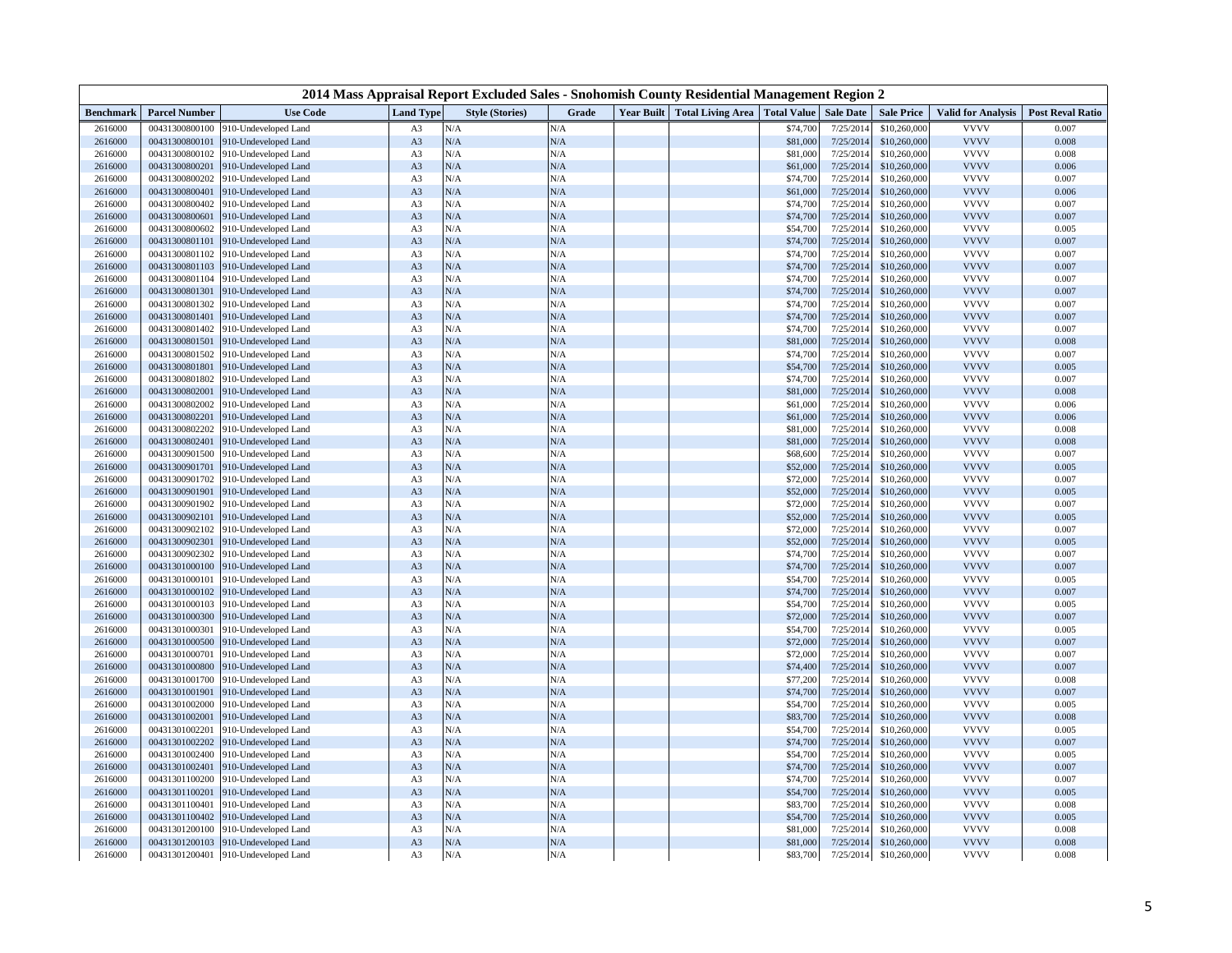## 2014 Mass Appraisal Report Excluded Sales - Snohomish County Residential Management Region 2

| Benchmark | Parcel Number | Use Code | Land Type | Style (Stories) | Grade | Year Built | Total Living Area | Total Value | Sale Date | Sale Price | Valid for Analysis | Post Reval Ratio |
|---|---|---|---|---|---|---|---|---|---|---|---|---|
| 2616000 | 00431300800100 | 910-Undeveloped Land | A3 | N/A | N/A | | | $74,700 | 7/25/2014 | $10,260,000 | VVVV | 0.007 |
| 2616000 | 00431300800101 | 910-Undeveloped Land | A3 | N/A | N/A | | | $81,000 | 7/25/2014 | $10,260,000 | VVVV | 0.008 |
| 2616000 | 00431300800102 | 910-Undeveloped Land | A3 | N/A | N/A | | | $81,000 | 7/25/2014 | $10,260,000 | VVVV | 0.008 |
| 2616000 | 00431300800201 | 910-Undeveloped Land | A3 | N/A | N/A | | | $61,000 | 7/25/2014 | $10,260,000 | VVVV | 0.006 |
| 2616000 | 00431300800202 | 910-Undeveloped Land | A3 | N/A | N/A | | | $74,700 | 7/25/2014 | $10,260,000 | VVVV | 0.007 |
| 2616000 | 00431300800401 | 910-Undeveloped Land | A3 | N/A | N/A | | | $61,000 | 7/25/2014 | $10,260,000 | VVVV | 0.006 |
| 2616000 | 00431300800402 | 910-Undeveloped Land | A3 | N/A | N/A | | | $74,700 | 7/25/2014 | $10,260,000 | VVVV | 0.007 |
| 2616000 | 00431300800601 | 910-Undeveloped Land | A3 | N/A | N/A | | | $74,700 | 7/25/2014 | $10,260,000 | VVVV | 0.007 |
| 2616000 | 00431300800602 | 910-Undeveloped Land | A3 | N/A | N/A | | | $54,700 | 7/25/2014 | $10,260,000 | VVVV | 0.005 |
| 2616000 | 00431300801101 | 910-Undeveloped Land | A3 | N/A | N/A | | | $74,700 | 7/25/2014 | $10,260,000 | VVVV | 0.007 |
| 2616000 | 00431300801102 | 910-Undeveloped Land | A3 | N/A | N/A | | | $74,700 | 7/25/2014 | $10,260,000 | VVVV | 0.007 |
| 2616000 | 00431300801103 | 910-Undeveloped Land | A3 | N/A | N/A | | | $74,700 | 7/25/2014 | $10,260,000 | VVVV | 0.007 |
| 2616000 | 00431300801104 | 910-Undeveloped Land | A3 | N/A | N/A | | | $74,700 | 7/25/2014 | $10,260,000 | VVVV | 0.007 |
| 2616000 | 00431300801301 | 910-Undeveloped Land | A3 | N/A | N/A | | | $74,700 | 7/25/2014 | $10,260,000 | VVVV | 0.007 |
| 2616000 | 00431300801302 | 910-Undeveloped Land | A3 | N/A | N/A | | | $74,700 | 7/25/2014 | $10,260,000 | VVVV | 0.007 |
| 2616000 | 00431300801401 | 910-Undeveloped Land | A3 | N/A | N/A | | | $74,700 | 7/25/2014 | $10,260,000 | VVVV | 0.007 |
| 2616000 | 00431300801402 | 910-Undeveloped Land | A3 | N/A | N/A | | | $74,700 | 7/25/2014 | $10,260,000 | VVVV | 0.007 |
| 2616000 | 00431300801501 | 910-Undeveloped Land | A3 | N/A | N/A | | | $81,000 | 7/25/2014 | $10,260,000 | VVVV | 0.008 |
| 2616000 | 00431300801502 | 910-Undeveloped Land | A3 | N/A | N/A | | | $74,700 | 7/25/2014 | $10,260,000 | VVVV | 0.007 |
| 2616000 | 00431300801801 | 910-Undeveloped Land | A3 | N/A | N/A | | | $54,700 | 7/25/2014 | $10,260,000 | VVVV | 0.005 |
| 2616000 | 00431300801802 | 910-Undeveloped Land | A3 | N/A | N/A | | | $74,700 | 7/25/2014 | $10,260,000 | VVVV | 0.007 |
| 2616000 | 00431300802001 | 910-Undeveloped Land | A3 | N/A | N/A | | | $81,000 | 7/25/2014 | $10,260,000 | VVVV | 0.008 |
| 2616000 | 00431300802002 | 910-Undeveloped Land | A3 | N/A | N/A | | | $61,000 | 7/25/2014 | $10,260,000 | VVVV | 0.006 |
| 2616000 | 00431300802201 | 910-Undeveloped Land | A3 | N/A | N/A | | | $61,000 | 7/25/2014 | $10,260,000 | VVVV | 0.006 |
| 2616000 | 00431300802202 | 910-Undeveloped Land | A3 | N/A | N/A | | | $81,000 | 7/25/2014 | $10,260,000 | VVVV | 0.008 |
| 2616000 | 00431300802401 | 910-Undeveloped Land | A3 | N/A | N/A | | | $81,000 | 7/25/2014 | $10,260,000 | VVVV | 0.008 |
| 2616000 | 00431300901500 | 910-Undeveloped Land | A3 | N/A | N/A | | | $68,600 | 7/25/2014 | $10,260,000 | VVVV | 0.007 |
| 2616000 | 00431300901701 | 910-Undeveloped Land | A3 | N/A | N/A | | | $52,000 | 7/25/2014 | $10,260,000 | VVVV | 0.005 |
| 2616000 | 00431300901702 | 910-Undeveloped Land | A3 | N/A | N/A | | | $72,000 | 7/25/2014 | $10,260,000 | VVVV | 0.007 |
| 2616000 | 00431300901901 | 910-Undeveloped Land | A3 | N/A | N/A | | | $52,000 | 7/25/2014 | $10,260,000 | VVVV | 0.005 |
| 2616000 | 00431300901902 | 910-Undeveloped Land | A3 | N/A | N/A | | | $72,000 | 7/25/2014 | $10,260,000 | VVVV | 0.007 |
| 2616000 | 00431300902101 | 910-Undeveloped Land | A3 | N/A | N/A | | | $52,000 | 7/25/2014 | $10,260,000 | VVVV | 0.005 |
| 2616000 | 00431300902102 | 910-Undeveloped Land | A3 | N/A | N/A | | | $72,000 | 7/25/2014 | $10,260,000 | VVVV | 0.007 |
| 2616000 | 00431300902301 | 910-Undeveloped Land | A3 | N/A | N/A | | | $52,000 | 7/25/2014 | $10,260,000 | VVVV | 0.005 |
| 2616000 | 00431300902302 | 910-Undeveloped Land | A3 | N/A | N/A | | | $74,700 | 7/25/2014 | $10,260,000 | VVVV | 0.007 |
| 2616000 | 00431301000100 | 910-Undeveloped Land | A3 | N/A | N/A | | | $74,700 | 7/25/2014 | $10,260,000 | VVVV | 0.007 |
| 2616000 | 00431301000101 | 910-Undeveloped Land | A3 | N/A | N/A | | | $54,700 | 7/25/2014 | $10,260,000 | VVVV | 0.005 |
| 2616000 | 00431301000102 | 910-Undeveloped Land | A3 | N/A | N/A | | | $74,700 | 7/25/2014 | $10,260,000 | VVVV | 0.007 |
| 2616000 | 00431301000103 | 910-Undeveloped Land | A3 | N/A | N/A | | | $54,700 | 7/25/2014 | $10,260,000 | VVVV | 0.005 |
| 2616000 | 00431301000300 | 910-Undeveloped Land | A3 | N/A | N/A | | | $72,000 | 7/25/2014 | $10,260,000 | VVVV | 0.007 |
| 2616000 | 00431301000301 | 910-Undeveloped Land | A3 | N/A | N/A | | | $54,700 | 7/25/2014 | $10,260,000 | VVVV | 0.005 |
| 2616000 | 00431301000500 | 910-Undeveloped Land | A3 | N/A | N/A | | | $72,000 | 7/25/2014 | $10,260,000 | VVVV | 0.007 |
| 2616000 | 00431301000701 | 910-Undeveloped Land | A3 | N/A | N/A | | | $72,000 | 7/25/2014 | $10,260,000 | VVVV | 0.007 |
| 2616000 | 00431301000800 | 910-Undeveloped Land | A3 | N/A | N/A | | | $74,400 | 7/25/2014 | $10,260,000 | VVVV | 0.007 |
| 2616000 | 00431301001700 | 910-Undeveloped Land | A3 | N/A | N/A | | | $77,200 | 7/25/2014 | $10,260,000 | VVVV | 0.008 |
| 2616000 | 00431301001901 | 910-Undeveloped Land | A3 | N/A | N/A | | | $74,700 | 7/25/2014 | $10,260,000 | VVVV | 0.007 |
| 2616000 | 00431301002000 | 910-Undeveloped Land | A3 | N/A | N/A | | | $54,700 | 7/25/2014 | $10,260,000 | VVVV | 0.005 |
| 2616000 | 00431301002001 | 910-Undeveloped Land | A3 | N/A | N/A | | | $83,700 | 7/25/2014 | $10,260,000 | VVVV | 0.008 |
| 2616000 | 00431301002201 | 910-Undeveloped Land | A3 | N/A | N/A | | | $54,700 | 7/25/2014 | $10,260,000 | VVVV | 0.005 |
| 2616000 | 00431301002202 | 910-Undeveloped Land | A3 | N/A | N/A | | | $74,700 | 7/25/2014 | $10,260,000 | VVVV | 0.007 |
| 2616000 | 00431301002400 | 910-Undeveloped Land | A3 | N/A | N/A | | | $54,700 | 7/25/2014 | $10,260,000 | VVVV | 0.005 |
| 2616000 | 00431301002401 | 910-Undeveloped Land | A3 | N/A | N/A | | | $74,700 | 7/25/2014 | $10,260,000 | VVVV | 0.007 |
| 2616000 | 00431301100200 | 910-Undeveloped Land | A3 | N/A | N/A | | | $74,700 | 7/25/2014 | $10,260,000 | VVVV | 0.007 |
| 2616000 | 00431301100201 | 910-Undeveloped Land | A3 | N/A | N/A | | | $54,700 | 7/25/2014 | $10,260,000 | VVVV | 0.005 |
| 2616000 | 00431301100401 | 910-Undeveloped Land | A3 | N/A | N/A | | | $83,700 | 7/25/2014 | $10,260,000 | VVVV | 0.008 |
| 2616000 | 00431301100402 | 910-Undeveloped Land | A3 | N/A | N/A | | | $54,700 | 7/25/2014 | $10,260,000 | VVVV | 0.005 |
| 2616000 | 00431301200100 | 910-Undeveloped Land | A3 | N/A | N/A | | | $81,000 | 7/25/2014 | $10,260,000 | VVVV | 0.008 |
| 2616000 | 00431301200103 | 910-Undeveloped Land | A3 | N/A | N/A | | | $81,000 | 7/25/2014 | $10,260,000 | VVVV | 0.008 |
| 2616000 | 00431301200401 | 910-Undeveloped Land | A3 | N/A | N/A | | | $83,700 | 7/25/2014 | $10,260,000 | VVVV | 0.008 |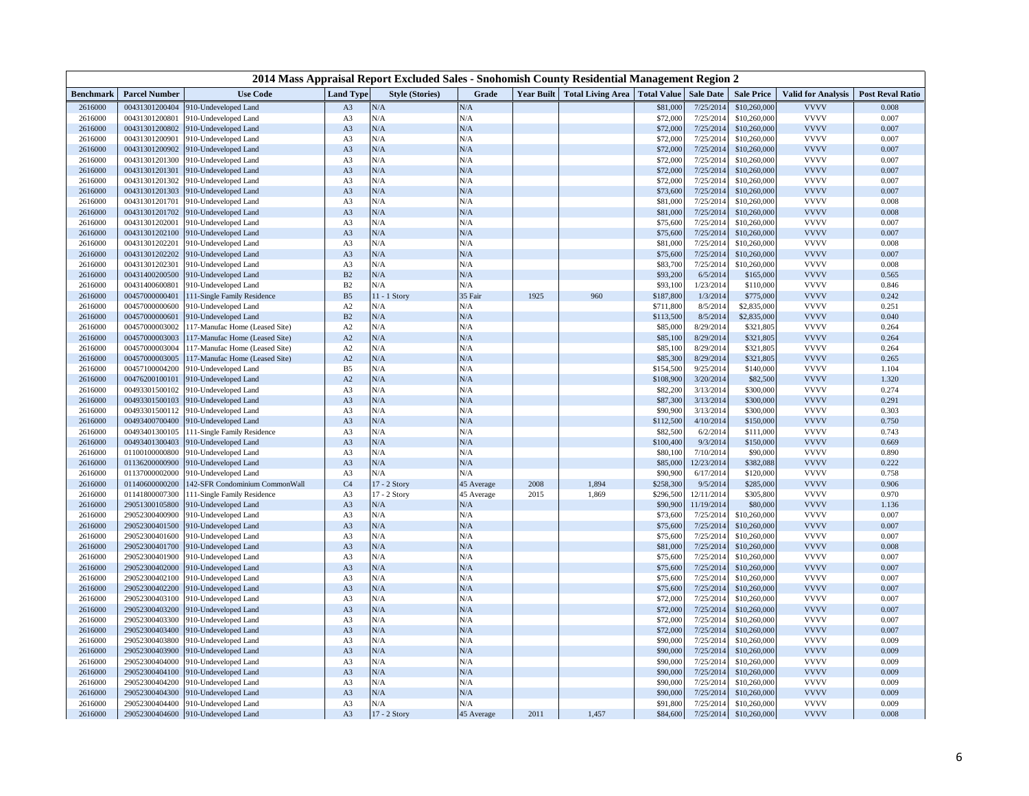# 2014 Mass Appraisal Report Excluded Sales - Snohomish County Residential Management Region 2

| Benchmark | Parcel Number | Use Code | Land Type | Style (Stories) | Grade | Year Built | Total Living Area | Total Value | Sale Date | Sale Price | Valid for Analysis | Post Reval Ratio |
|---|---|---|---|---|---|---|---|---|---|---|---|---|
| 2616000 | 00431301200404 | 910-Undeveloped Land | A3 | N/A | N/A | | | $81,000 | 7/25/2014 | $10,260,000 | VVVV | 0.008 |
| 2616000 | 00431301200801 | 910-Undeveloped Land | A3 | N/A | N/A | | | $72,000 | 7/25/2014 | $10,260,000 | VVVV | 0.007 |
| 2616000 | 00431301200802 | 910-Undeveloped Land | A3 | N/A | N/A | | | $72,000 | 7/25/2014 | $10,260,000 | VVVV | 0.007 |
| 2616000 | 00431301200901 | 910-Undeveloped Land | A3 | N/A | N/A | | | $72,000 | 7/25/2014 | $10,260,000 | VVVV | 0.007 |
| 2616000 | 00431301200902 | 910-Undeveloped Land | A3 | N/A | N/A | | | $72,000 | 7/25/2014 | $10,260,000 | VVVV | 0.007 |
| 2616000 | 00431301201300 | 910-Undeveloped Land | A3 | N/A | N/A | | | $72,000 | 7/25/2014 | $10,260,000 | VVVV | 0.007 |
| 2616000 | 00431301201301 | 910-Undeveloped Land | A3 | N/A | N/A | | | $72,000 | 7/25/2014 | $10,260,000 | VVVV | 0.007 |
| 2616000 | 00431301201302 | 910-Undeveloped Land | A3 | N/A | N/A | | | $72,000 | 7/25/2014 | $10,260,000 | VVVV | 0.007 |
| 2616000 | 00431301201303 | 910-Undeveloped Land | A3 | N/A | N/A | | | $73,600 | 7/25/2014 | $10,260,000 | VVVV | 0.007 |
| 2616000 | 00431301201701 | 910-Undeveloped Land | A3 | N/A | N/A | | | $81,000 | 7/25/2014 | $10,260,000 | VVVV | 0.008 |
| 2616000 | 00431301201702 | 910-Undeveloped Land | A3 | N/A | N/A | | | $81,000 | 7/25/2014 | $10,260,000 | VVVV | 0.008 |
| 2616000 | 00431301202001 | 910-Undeveloped Land | A3 | N/A | N/A | | | $75,600 | 7/25/2014 | $10,260,000 | VVVV | 0.007 |
| 2616000 | 00431301202100 | 910-Undeveloped Land | A3 | N/A | N/A | | | $75,600 | 7/25/2014 | $10,260,000 | VVVV | 0.007 |
| 2616000 | 00431301202201 | 910-Undeveloped Land | A3 | N/A | N/A | | | $81,000 | 7/25/2014 | $10,260,000 | VVVV | 0.008 |
| 2616000 | 00431301202202 | 910-Undeveloped Land | A3 | N/A | N/A | | | $75,600 | 7/25/2014 | $10,260,000 | VVVV | 0.007 |
| 2616000 | 00431301202301 | 910-Undeveloped Land | A3 | N/A | N/A | | | $83,700 | 7/25/2014 | $10,260,000 | VVVV | 0.008 |
| 2616000 | 00431400200500 | 910-Undeveloped Land | B2 | N/A | N/A | | | $93,200 | 6/5/2014 | $165,000 | VVVV | 0.565 |
| 2616000 | 00431400600801 | 910-Undeveloped Land | B2 | N/A | N/A | | | $93,100 | 1/23/2014 | $110,000 | VVVV | 0.846 |
| 2616000 | 00457000000401 | 111-Single Family Residence | B5 | 11 - 1 Story | 35 Fair | 1925 | 960 | $187,800 | 1/3/2014 | $775,000 | VVVV | 0.242 |
| 2616000 | 00457000000600 | 910-Undeveloped Land | A2 | N/A | N/A | | | $711,800 | 8/5/2014 | $2,835,000 | VVVV | 0.251 |
| 2616000 | 00457000000601 | 910-Undeveloped Land | B2 | N/A | N/A | | | $113,500 | 8/5/2014 | $2,835,000 | VVVV | 0.040 |
| 2616000 | 00457000003002 | 117-Manufac Home (Leased Site) | A2 | N/A | N/A | | | $85,000 | 8/29/2014 | $321,805 | VVVV | 0.264 |
| 2616000 | 00457000003003 | 117-Manufac Home (Leased Site) | A2 | N/A | N/A | | | $85,100 | 8/29/2014 | $321,805 | VVVV | 0.264 |
| 2616000 | 00457000003004 | 117-Manufac Home (Leased Site) | A2 | N/A | N/A | | | $85,100 | 8/29/2014 | $321,805 | VVVV | 0.264 |
| 2616000 | 00457000003005 | 117-Manufac Home (Leased Site) | A2 | N/A | N/A | | | $85,300 | 8/29/2014 | $321,805 | VVVV | 0.265 |
| 2616000 | 00457100004200 | 910-Undeveloped Land | B5 | N/A | N/A | | | $154,500 | 9/25/2014 | $140,000 | VVVV | 1.104 |
| 2616000 | 00476200100101 | 910-Undeveloped Land | A2 | N/A | N/A | | | $108,900 | 3/20/2014 | $82,500 | VVVV | 1.320 |
| 2616000 | 00493301500102 | 910-Undeveloped Land | A3 | N/A | N/A | | | $82,200 | 3/13/2014 | $300,000 | VVVV | 0.274 |
| 2616000 | 00493301500103 | 910-Undeveloped Land | A3 | N/A | N/A | | | $87,300 | 3/13/2014 | $300,000 | VVVV | 0.291 |
| 2616000 | 00493301500112 | 910-Undeveloped Land | A3 | N/A | N/A | | | $90,900 | 3/13/2014 | $300,000 | VVVV | 0.303 |
| 2616000 | 00493400700400 | 910-Undeveloped Land | A3 | N/A | N/A | | | $112,500 | 4/10/2014 | $150,000 | VVVV | 0.750 |
| 2616000 | 00493401300105 | 111-Single Family Residence | A3 | N/A | N/A | | | $82,500 | 6/2/2014 | $111,000 | VVVV | 0.743 |
| 2616000 | 00493401300403 | 910-Undeveloped Land | A3 | N/A | N/A | | | $100,400 | 9/3/2014 | $150,000 | VVVV | 0.669 |
| 2616000 | 01100100000800 | 910-Undeveloped Land | A3 | N/A | N/A | | | $80,100 | 7/10/2014 | $90,000 | VVVV | 0.890 |
| 2616000 | 01136200000900 | 910-Undeveloped Land | A3 | N/A | N/A | | | $85,000 | 12/23/2014 | $382,088 | VVVV | 0.222 |
| 2616000 | 01137000002000 | 910-Undeveloped Land | A3 | N/A | N/A | | | $90,900 | 6/17/2014 | $120,000 | VVVV | 0.758 |
| 2616000 | 01140600000200 | 142-SFR Condominium CommonWall | C4 | 17 - 2 Story | 45 Average | 2008 | 1,894 | $258,300 | 9/5/2014 | $285,000 | VVVV | 0.906 |
| 2616000 | 01141800007300 | 111-Single Family Residence | A3 | 17 - 2 Story | 45 Average | 2015 | 1,869 | $296,500 | 12/11/2014 | $305,800 | VVVV | 0.970 |
| 2616000 | 29051300105800 | 910-Undeveloped Land | A3 | N/A | N/A | | | $90,900 | 11/19/2014 | $80,000 | VVVV | 1.136 |
| 2616000 | 29052300400900 | 910-Undeveloped Land | A3 | N/A | N/A | | | $73,600 | 7/25/2014 | $10,260,000 | VVVV | 0.007 |
| 2616000 | 29052300401500 | 910-Undeveloped Land | A3 | N/A | N/A | | | $75,600 | 7/25/2014 | $10,260,000 | VVVV | 0.007 |
| 2616000 | 29052300401600 | 910-Undeveloped Land | A3 | N/A | N/A | | | $75,600 | 7/25/2014 | $10,260,000 | VVVV | 0.007 |
| 2616000 | 29052300401700 | 910-Undeveloped Land | A3 | N/A | N/A | | | $81,000 | 7/25/2014 | $10,260,000 | VVVV | 0.008 |
| 2616000 | 29052300401900 | 910-Undeveloped Land | A3 | N/A | N/A | | | $75,600 | 7/25/2014 | $10,260,000 | VVVV | 0.007 |
| 2616000 | 29052300402000 | 910-Undeveloped Land | A3 | N/A | N/A | | | $75,600 | 7/25/2014 | $10,260,000 | VVVV | 0.007 |
| 2616000 | 29052300402100 | 910-Undeveloped Land | A3 | N/A | N/A | | | $75,600 | 7/25/2014 | $10,260,000 | VVVV | 0.007 |
| 2616000 | 29052300402200 | 910-Undeveloped Land | A3 | N/A | N/A | | | $75,600 | 7/25/2014 | $10,260,000 | VVVV | 0.007 |
| 2616000 | 29052300403100 | 910-Undeveloped Land | A3 | N/A | N/A | | | $72,000 | 7/25/2014 | $10,260,000 | VVVV | 0.007 |
| 2616000 | 29052300403200 | 910-Undeveloped Land | A3 | N/A | N/A | | | $72,000 | 7/25/2014 | $10,260,000 | VVVV | 0.007 |
| 2616000 | 29052300403300 | 910-Undeveloped Land | A3 | N/A | N/A | | | $72,000 | 7/25/2014 | $10,260,000 | VVVV | 0.007 |
| 2616000 | 29052300403400 | 910-Undeveloped Land | A3 | N/A | N/A | | | $72,000 | 7/25/2014 | $10,260,000 | VVVV | 0.007 |
| 2616000 | 29052300403800 | 910-Undeveloped Land | A3 | N/A | N/A | | | $90,000 | 7/25/2014 | $10,260,000 | VVVV | 0.009 |
| 2616000 | 29052300403900 | 910-Undeveloped Land | A3 | N/A | N/A | | | $90,000 | 7/25/2014 | $10,260,000 | VVVV | 0.009 |
| 2616000 | 29052300404000 | 910-Undeveloped Land | A3 | N/A | N/A | | | $90,000 | 7/25/2014 | $10,260,000 | VVVV | 0.009 |
| 2616000 | 29052300404100 | 910-Undeveloped Land | A3 | N/A | N/A | | | $90,000 | 7/25/2014 | $10,260,000 | VVVV | 0.009 |
| 2616000 | 29052300404200 | 910-Undeveloped Land | A3 | N/A | N/A | | | $90,000 | 7/25/2014 | $10,260,000 | VVVV | 0.009 |
| 2616000 | 29052300404300 | 910-Undeveloped Land | A3 | N/A | N/A | | | $90,000 | 7/25/2014 | $10,260,000 | VVVV | 0.009 |
| 2616000 | 29052300404400 | 910-Undeveloped Land | A3 | N/A | N/A | | | $91,800 | 7/25/2014 | $10,260,000 | VVVV | 0.009 |
| 2616000 | 29052300404600 | 910-Undeveloped Land | A3 | 17 - 2 Story | 45 Average | 2011 | 1,457 | $84,600 | 7/25/2014 | $10,260,000 | VVVV | 0.008 |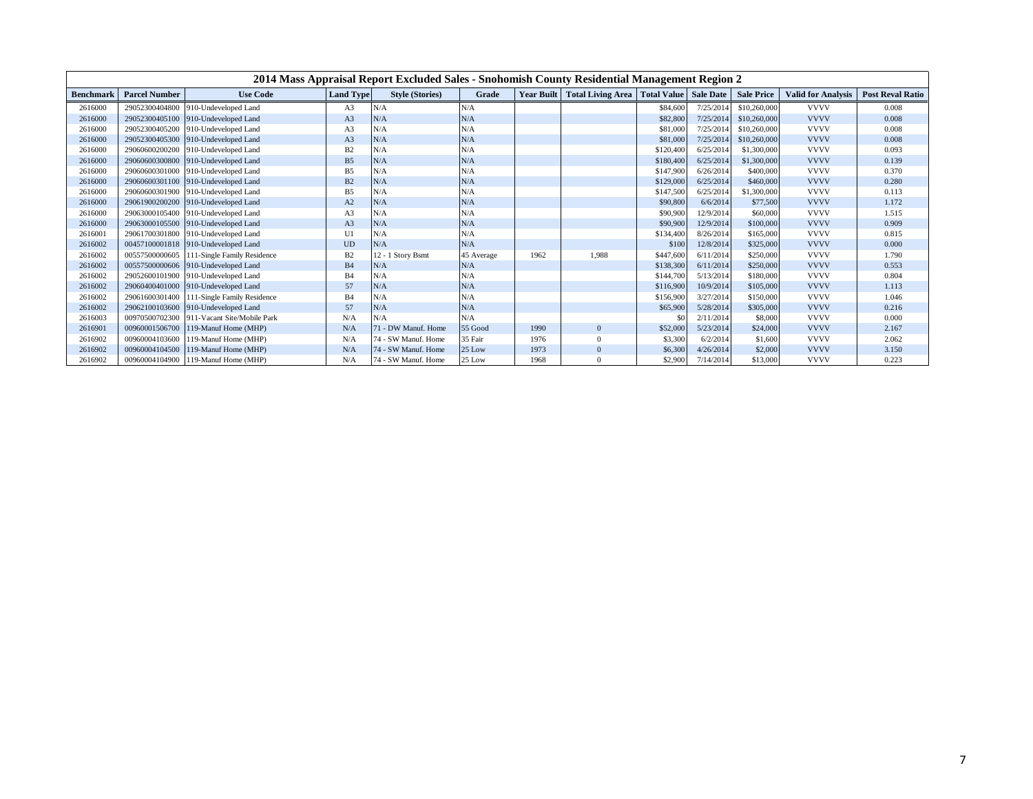| 2014 Mass Appraisal Report Excluded Sales - Snohomish County Residential Management Region 2 | | | | | | | | | | | | |
|---|---|---|---|---|---|---|---|---|---|---|---|---|
| **Benchmark** | **Parcel Number** | **Use Code** | **Land Type** | **Style (Stories)** | **Grade** | **Year Built** | **Total Living Area** | **Total Value** | **Sale Date** | **Sale Price** | **Valid for Analysis** | **Post Reval Ratio** |
| 2616000 | 29052300404800 | 910-Undeveloped Land | A3 | N/A | N/A | | | $84,600 | 7/25/2014 | $10,260,000 | VVVV | 0.008 |
| 2616000 | 29052300405100 | 910-Undeveloped Land | A3 | N/A | N/A | | | $82,800 | 7/25/2014 | $10,260,000 | VVVV | 0.008 |
| 2616000 | 29052300405200 | 910-Undeveloped Land | A3 | N/A | N/A | | | $81,000 | 7/25/2014 | $10,260,000 | VVVV | 0.008 |
| 2616000 | 29052300405300 | 910-Undeveloped Land | A3 | N/A | N/A | | | $81,000 | 7/25/2014 | $10,260,000 | VVVV | 0.008 |
| 2616000 | 29060600200200 | 910-Undeveloped Land | B2 | N/A | N/A | | | $120,400 | 6/25/2014 | $1,300,000 | VVVV | 0.093 |
| 2616000 | 29060600300800 | 910-Undeveloped Land | B5 | N/A | N/A | | | $180,400 | 6/25/2014 | $1,300,000 | VVVV | 0.139 |
| 2616000 | 29060600301000 | 910-Undeveloped Land | B5 | N/A | N/A | | | $147,900 | 6/26/2014 | $400,000 | VVVV | 0.370 |
| 2616000 | 29060600301100 | 910-Undeveloped Land | B2 | N/A | N/A | | | $129,000 | 6/25/2014 | $460,000 | VVVV | 0.280 |
| 2616000 | 29060600301900 | 910-Undeveloped Land | B5 | N/A | N/A | | | $147,500 | 6/25/2014 | $1,300,000 | VVVV | 0.113 |
| 2616000 | 29061900200200 | 910-Undeveloped Land | A2 | N/A | N/A | | | $90,800 | 6/6/2014 | $77,500 | VVVV | 1.172 |
| 2616000 | 29063000105400 | 910-Undeveloped Land | A3 | N/A | N/A | | | $90,900 | 12/9/2014 | $60,000 | VVVV | 1.515 |
| 2616000 | 29063000105500 | 910-Undeveloped Land | A3 | N/A | N/A | | | $90,900 | 12/9/2014 | $100,000 | VVVV | 0.909 |
| 2616001 | 29061700301800 | 910-Undeveloped Land | U1 | N/A | N/A | | | $134,400 | 8/26/2014 | $165,000 | VVVV | 0.815 |
| 2616002 | 00457100001818 | 910-Undeveloped Land | UD | N/A | N/A | | | $100 | 12/8/2014 | $325,000 | VVVV | 0.000 |
| 2616002 | 00557500000605 | 111-Single Family Residence | B2 | 12 - 1 Story Bsmt | 45 Average | 1962 | 1,988 | $447,600 | 6/11/2014 | $250,000 | VVVV | 1.790 |
| 2616002 | 00557500000606 | 910-Undeveloped Land | B4 | N/A | N/A | | | $138,300 | 6/11/2014 | $250,000 | VVVV | 0.553 |
| 2616002 | 29052600101900 | 910-Undeveloped Land | B4 | N/A | N/A | | | $144,700 | 5/13/2014 | $180,000 | VVVV | 0.804 |
| 2616002 | 29060400401000 | 910-Undeveloped Land | 57 | N/A | N/A | | | $116,900 | 10/9/2014 | $105,000 | VVVV | 1.113 |
| 2616002 | 29061600301400 | 111-Single Family Residence | B4 | N/A | N/A | | | $156,900 | 3/27/2014 | $150,000 | VVVV | 1.046 |
| 2616002 | 29062100103600 | 910-Undeveloped Land | 57 | N/A | N/A | | | $65,900 | 5/28/2014 | $305,000 | VVVV | 0.216 |
| 2616003 | 00970500702300 | 911-Vacant Site/Mobile Park | N/A | N/A | N/A | | | $0 | 2/11/2014 | $8,000 | VVVV | 0.000 |
| 2616901 | 00960001506700 | 119-Manuf Home (MHP) | N/A | 71 - DW Manuf. Home | 55 Good | 1990 | 0 | $52,000 | 5/23/2014 | $24,000 | VVVV | 2.167 |
| 2616902 | 00960004103600 | 119-Manuf Home (MHP) | N/A | 74 - SW Manuf. Home | 35 Fair | 1976 | 0 | $3,300 | 6/2/2014 | $1,600 | VVVV | 2.062 |
| 2616902 | 00960004104500 | 119-Manuf Home (MHP) | N/A | 74 - SW Manuf. Home | 25 Low | 1973 | 0 | $6,300 | 4/26/2014 | $2,000 | VVVV | 3.150 |
| 2616902 | 00960004104900 | 119-Manuf Home (MHP) | N/A | 74 - SW Manuf. Home | 25 Low | 1968 | 0 | $2,900 | 7/14/2014 | $13,000 | VVVV | 0.223 |